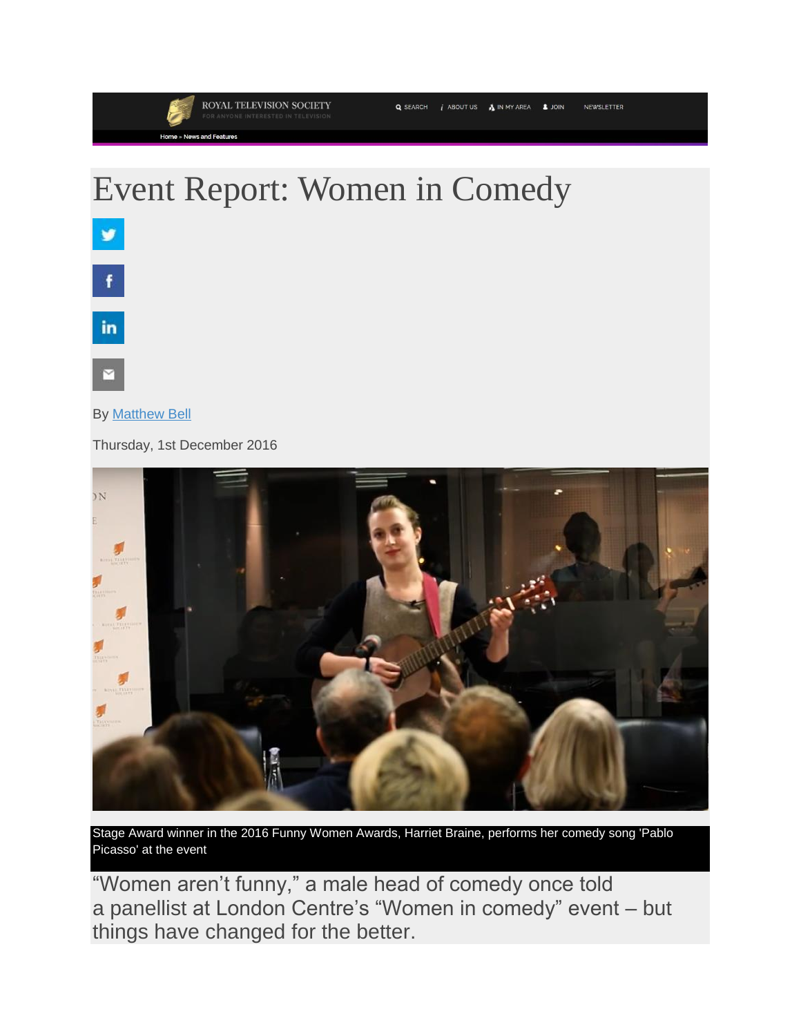# Event Report: Women in Comedy

By Matthew Bell

Thursday, 1st December 2016

Stage Award winner in the 2016 Funny Women Awards, Harriet Braine, performs her comedy song 'Pablo Picasso' at the event

"Women aren't funny," a male head of comedy once told a panellist at London Centre's "Women in comedy" event – but things have changed for the better.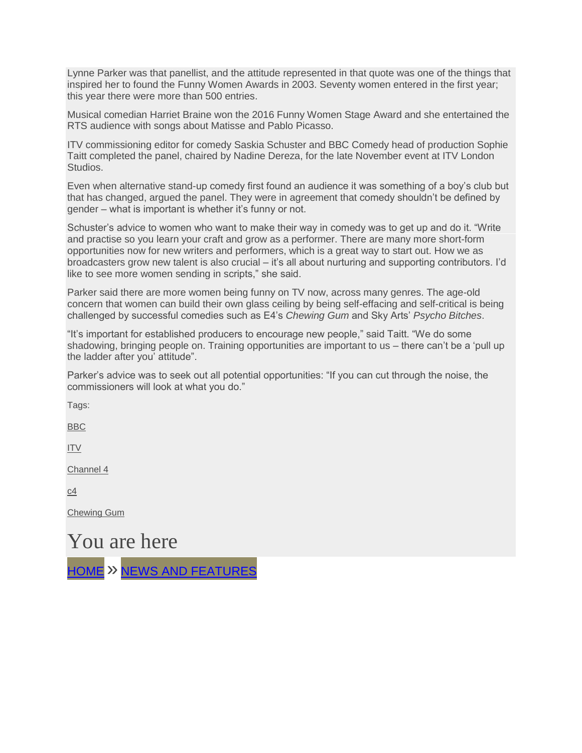Lynne Parker was that panellist, and the attitude represented in that quote was one of the things that inspired her to found the Funny Women Awards in 2003. Seventy women entered in the first year; this year there were more than 500 entries.

Musical comedian Harriet Braine won the 2016 Funny Women Stage Award and she entertained the RTS audience with songs about Matisse and Pablo Picasso.

ITV commissioning editor for comedy Saskia Schuster and BBC Comedy head of production Sophie Taitt completed the panel, chaired by Nadine Dereza, for the late November event at ITV London Studios.

Even when alternative stand-up comedy first found an audience it was something of a boy's club but that has changed, argued the panel. They were in agreement that comedy shouldn't be defined by gender – what is important is whether it's funny or not.

Schuster's advice to women who want to make their way in comedy was to get up and do it. "Write and practise so you learn your craft and grow as a performer. There are many more short-form opportunities now for new writers and performers, which is a great way to start out. How we as broadcasters grow new talent is also crucial – it's all about nurturing and supporting contributors. I'd like to see more women sending in scripts," she said.

Parker said there are more women being funny on TV now, across many genres. The age-old concern that women can build their own glass ceiling by being self-effacing and self-critical is being challenged by successful comedies such as E4's *Chewing Gum* and Sky Arts' *Psycho Bitches*.

"It's important for established producers to encourage new people," said Taitt. "We do some shadowing, bringing people on. Training opportunities are important to us – there can't be a 'pull up the ladder after you' attitude".

Parker's advice was to seek out all potential opportunities: "If you can cut through the noise, the commissioners will look at what you do."

Tags:

BBC

ITV

Channel 4

c4

Chewing Gum

# You are here

HOME » NEWS AND FEATURES